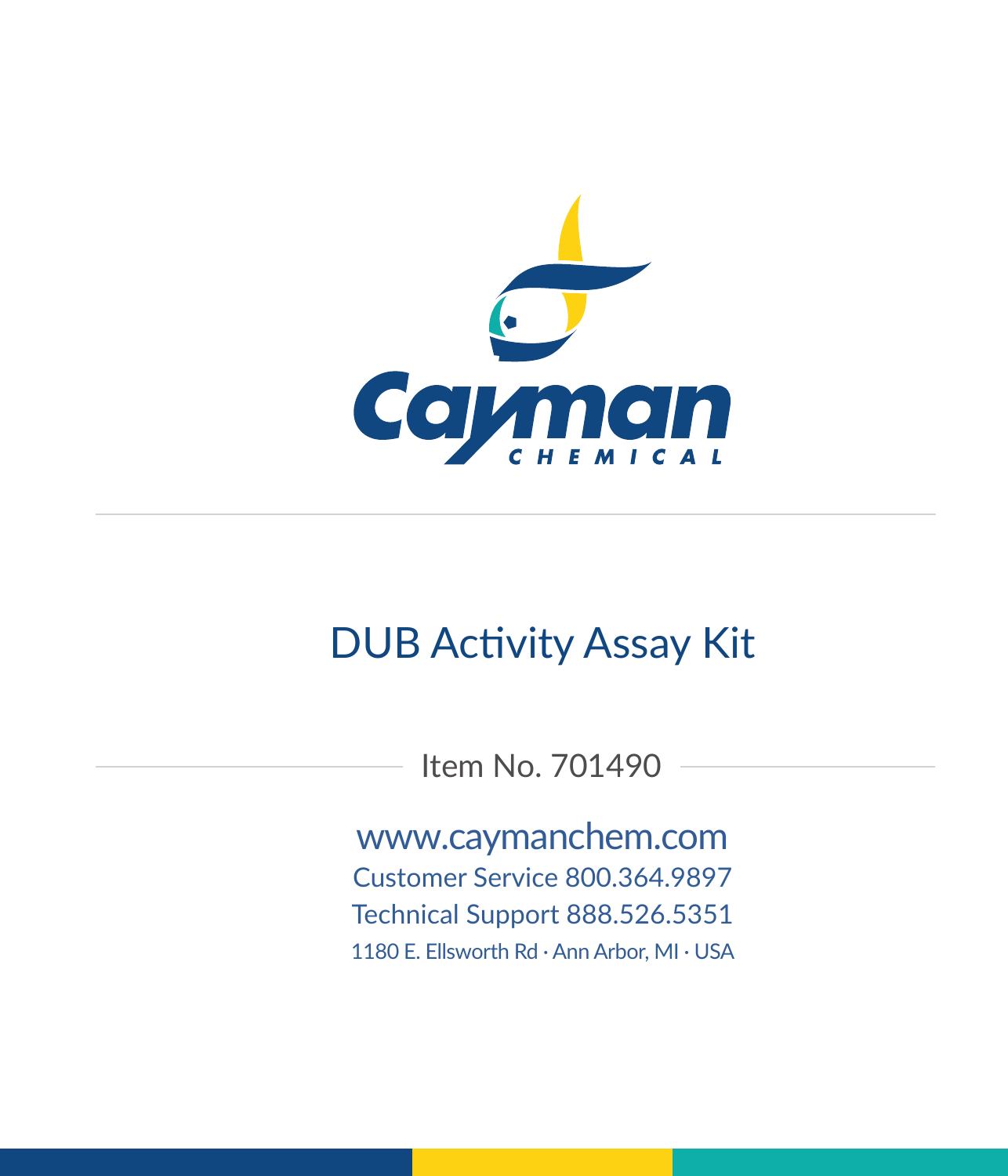Cayman CHEMICAL

# DUB Activity Assay Kit

Item No. 701490

www.caymanchem.com

Customer Service 800.364.9897

Technical Support 888.526.5351

1180 E. Ellsworth Rd · Ann Arbor, MI · USA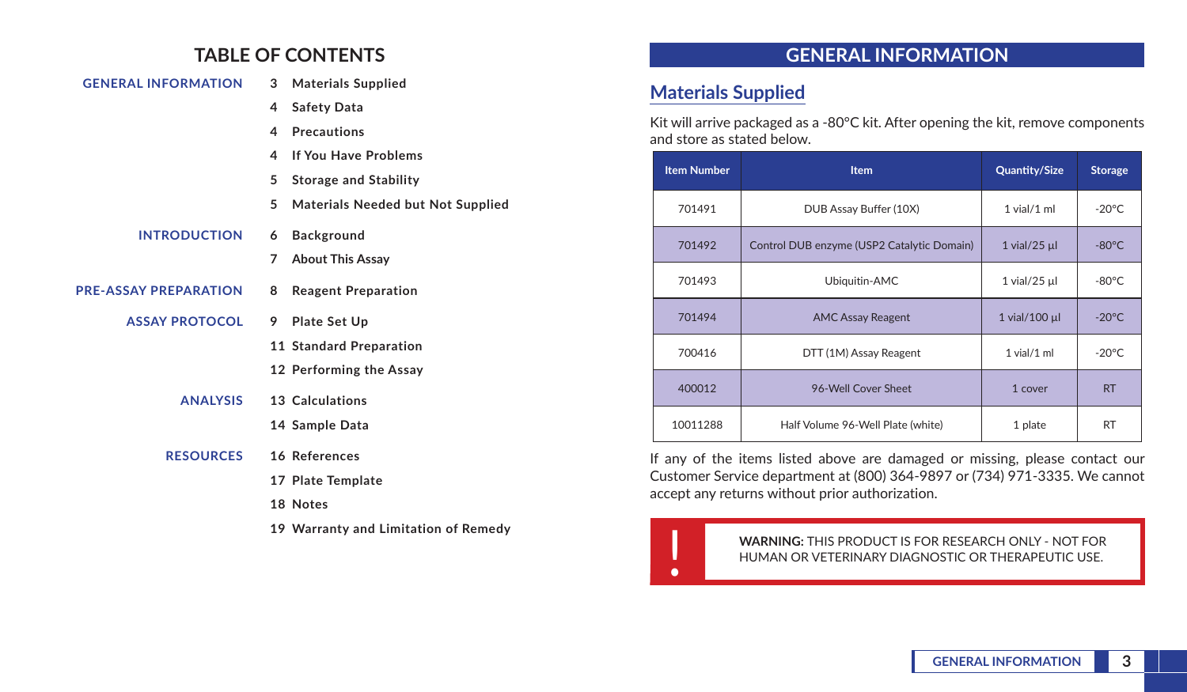# TABLE OF CONTENTS

**GENERAL INFORMATION**
- 3 Materials Supplied
- 4 Safety Data
- 4 Precautions
- 4 If You Have Problems
- 5 Storage and Stability
- 5 Materials Needed but Not Supplied

**INTRODUCTION**
- 6 Background
- 7 About This Assay

**PRE-ASSAY PREPARATION**
- 8 Reagent Preparation

**ASSAY PROTOCOL**
- 9 Plate Set Up
- 11 Standard Preparation
- 12 Performing the Assay

**ANALYSIS**
- 13 Calculations
- 14 Sample Data

**RESOURCES**
- 16 References
- 17 Plate Template
- 18 Notes
- 19 Warranty and Limitation of Remedy

# GENERAL INFORMATION

## Materials Supplied

Kit will arrive packaged as a -80°C kit. After opening the kit, remove components and store as stated below.

| Item Number | Item | Quantity/Size | Storage |
|---|---|---|---|
| 701491 | DUB Assay Buffer (10X) | 1 vial/1 ml | -20°C |
| 701492 | Control DUB enzyme (USP2 Catalytic Domain) | 1 vial/25 µl | -80°C |
| 701493 | Ubiquitin-AMC | 1 vial/25 µl | -80°C |
| 701494 | AMC Assay Reagent | 1 vial/100 µl | -20°C |
| 700416 | DTT (1M) Assay Reagent | 1 vial/1 ml | -20°C |
| 400012 | 96-Well Cover Sheet | 1 cover | RT |
| 10011288 | Half Volume 96-Well Plate (white) | 1 plate | RT |

If any of the items listed above are damaged or missing, please contact our Customer Service department at (800) 364-9897 or (734) 971-3335. We cannot accept any returns without prior authorization.

**WARNING:** THIS PRODUCT IS FOR RESEARCH ONLY - NOT FOR HUMAN OR VETERINARY DIAGNOSTIC OR THERAPEUTIC USE.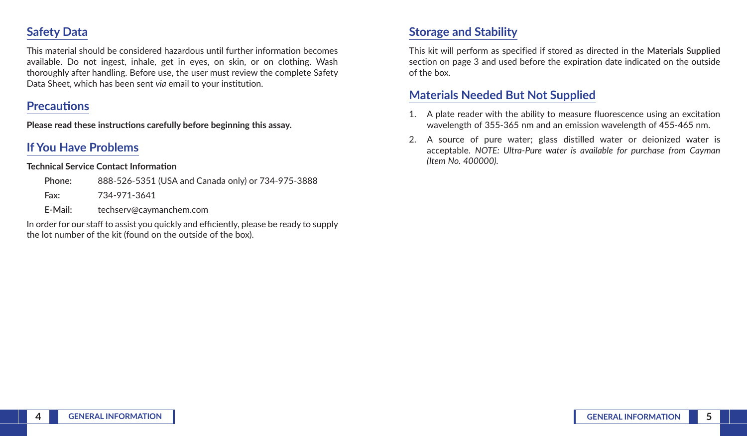## Safety Data

This material should be considered hazardous until further information becomes available. Do not ingest, inhale, get in eyes, on skin, or on clothing. Wash thoroughly after handling. Before use, the user must review the complete Safety Data Sheet, which has been sent *via* email to your institution.

## Precautions

**Please read these instructions carefully before beginning this assay.**

## If You Have Problems

**Technical Service Contact Information**

**Phone:** 888-526-5351 (USA and Canada only) or 734-975-3888

**Fax:** 734-971-3641

**E-Mail:** techserv@caymanchem.com

In order for our staff to assist you quickly and efficiently, please be ready to supply the lot number of the kit (found on the outside of the box).

## Storage and Stability

This kit will perform as specified if stored as directed in the **Materials Supplied** section on page 3 and used before the expiration date indicated on the outside of the box.

## Materials Needed But Not Supplied

1. A plate reader with the ability to measure fluorescence using an excitation wavelength of 355-365 nm and an emission wavelength of 455-465 nm.
2. A source of pure water; glass distilled water or deionized water is acceptable. *NOTE: Ultra-Pure water is available for purchase from Cayman (Item No. 400000).*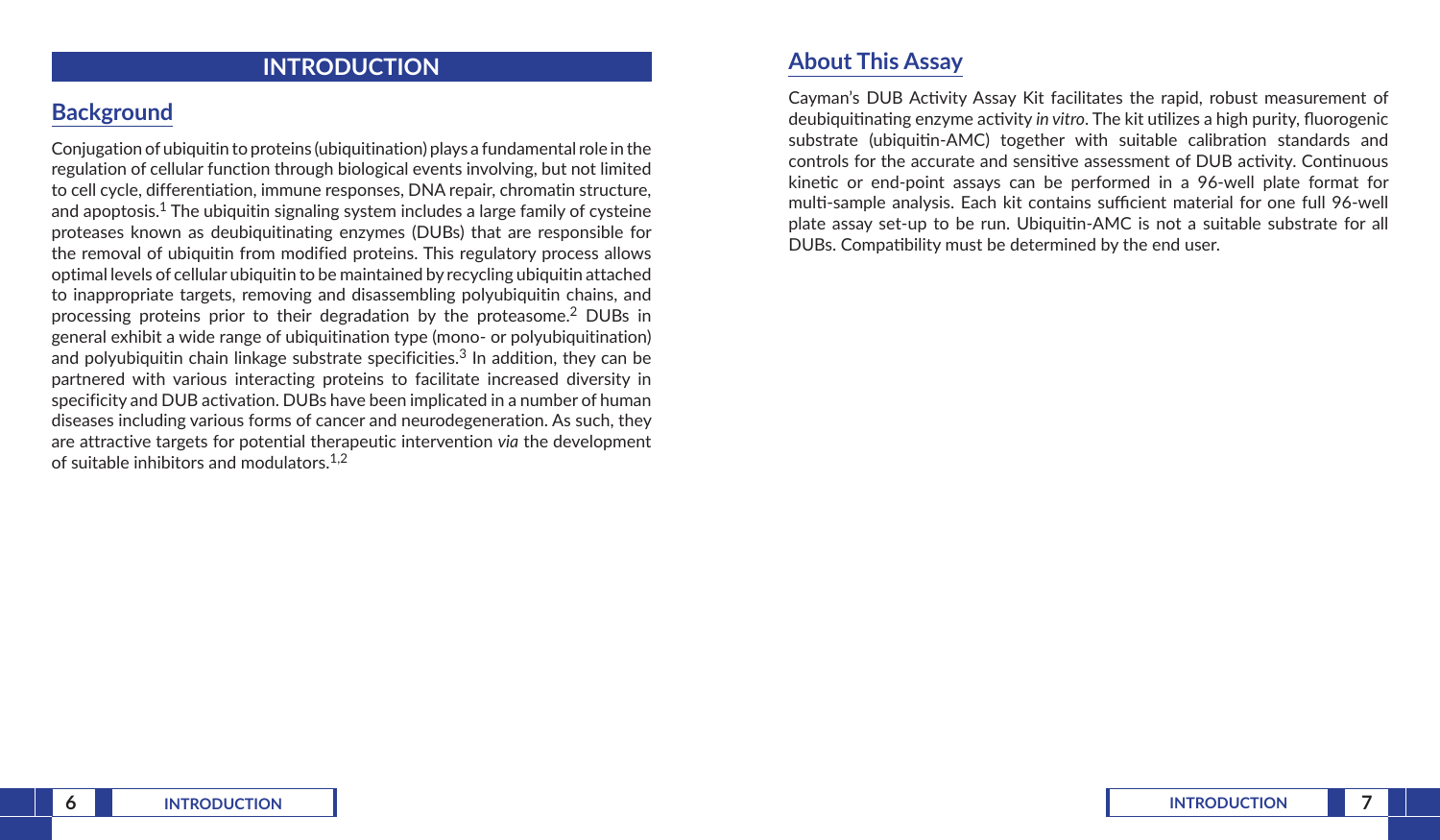# INTRODUCTION

## Background

Conjugation of ubiquitin to proteins (ubiquitination) plays a fundamental role in the regulation of cellular function through biological events involving, but not limited to cell cycle, differentiation, immune responses, DNA repair, chromatin structure, and apoptosis.[1] The ubiquitin signaling system includes a large family of cysteine proteases known as deubiquitinating enzymes (DUBs) that are responsible for the removal of ubiquitin from modified proteins. This regulatory process allows optimal levels of cellular ubiquitin to be maintained by recycling ubiquitin attached to inappropriate targets, removing and disassembling polyubiquitin chains, and processing proteins prior to their degradation by the proteasome.[2] DUBs in general exhibit a wide range of ubiquitination type (mono- or polyubiquitination) and polyubiquitin chain linkage substrate specificities.[3] In addition, they can be partnered with various interacting proteins to facilitate increased diversity in specificity and DUB activation. DUBs have been implicated in a number of human diseases including various forms of cancer and neurodegeneration. As such, they are attractive targets for potential therapeutic intervention *via* the development of suitable inhibitors and modulators.[1,2]

## About This Assay

Cayman's DUB Activity Assay Kit facilitates the rapid, robust measurement of deubiquitinating enzyme activity *in vitro*. The kit utilizes a high purity, fluorogenic substrate (ubiquitin-AMC) together with suitable calibration standards and controls for the accurate and sensitive assessment of DUB activity. Continuous kinetic or end-point assays can be performed in a 96-well plate format for multi-sample analysis. Each kit contains sufficient material for one full 96-well plate assay set-up to be run. Ubiquitin-AMC is not a suitable substrate for all DUBs. Compatibility must be determined by the end user.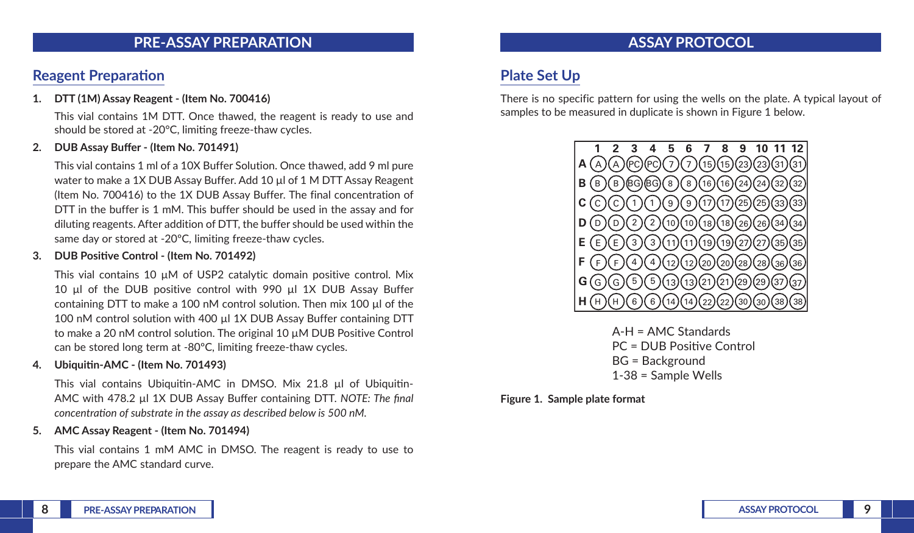# PRE-ASSAY PREPARATION

## Reagent Preparation

1. **DTT (1M) Assay Reagent - (Item No. 700416)**

   This vial contains 1M DTT. Once thawed, the reagent is ready to use and should be stored at -20°C, limiting freeze-thaw cycles.

2. **DUB Assay Buffer - (Item No. 701491)**

   This vial contains 1 ml of a 10X Buffer Solution. Once thawed, add 9 ml pure water to make a 1X DUB Assay Buffer. Add 10 µl of 1 M DTT Assay Reagent (Item No. 700416) to the 1X DUB Assay Buffer. The final concentration of DTT in the buffer is 1 mM. This buffer should be used in the assay and for diluting reagents. After addition of DTT, the buffer should be used within the same day or stored at -20°C, limiting freeze-thaw cycles.

3. **DUB Positive Control - (Item No. 701492)**

   This vial contains 10 µM of USP2 catalytic domain positive control. Mix 10 µl of the DUB positive control with 990 µl 1X DUB Assay Buffer containing DTT to make a 100 nM control solution. Then mix 100 µl of the 100 nM control solution with 400 µl 1X DUB Assay Buffer containing DTT to make a 20 nM control solution. The original 10 µM DUB Positive Control can be stored long term at -80°C, limiting freeze-thaw cycles.

4. **Ubiquitin-AMC - (Item No. 701493)**

   This vial contains Ubiquitin-AMC in DMSO. Mix 21.8 µl of Ubiquitin-AMC with 478.2 µl 1X DUB Assay Buffer containing DTT. *NOTE: The final concentration of substrate in the assay as described below is 500 nM.*

5. **AMC Assay Reagent - (Item No. 701494)**

   This vial contains 1 mM AMC in DMSO. The reagent is ready to use to prepare the AMC standard curve.

# ASSAY PROTOCOL

## Plate Set Up

There is no specific pattern for using the wells on the plate. A typical layout of samples to be measured in duplicate is shown in Figure 1 below.

| | 1 | 2 | 3 | 4 | 5 | 6 | 7 | 8 | 9 | 10 | 11 | 12 |
|---|---|---|---|---|---|---|---|---|---|---|---|---|
| **A** | A | A | PC | PC | 7 | 7 | 15 | 15 | 23 | 23 | 31 | 31 |
| **B** | B | B | BG | BG | 8 | 8 | 16 | 16 | 24 | 24 | 32 | 32 |
| **C** | C | C | 1 | 1 | 9 | 9 | 17 | 17 | 25 | 25 | 33 | 33 |
| **D** | D | D | 2 | 2 | 10 | 10 | 18 | 18 | 26 | 26 | 34 | 34 |
| **E** | E | E | 3 | 3 | 11 | 11 | 19 | 19 | 27 | 27 | 35 | 35 |
| **F** | F | F | 4 | 4 | 12 | 12 | 20 | 20 | 28 | 28 | 36 | 36 |
| **G** | G | G | 5 | 5 | 13 | 13 | 21 | 21 | 29 | 29 | 37 | 37 |
| **H** | H | H | 6 | 6 | 14 | 14 | 22 | 22 | 30 | 30 | 38 | 38 |

A-H = AMC Standards  
PC = DUB Positive Control  
BG = Background  
1-38 = Sample Wells

**Figure 1. Sample plate format**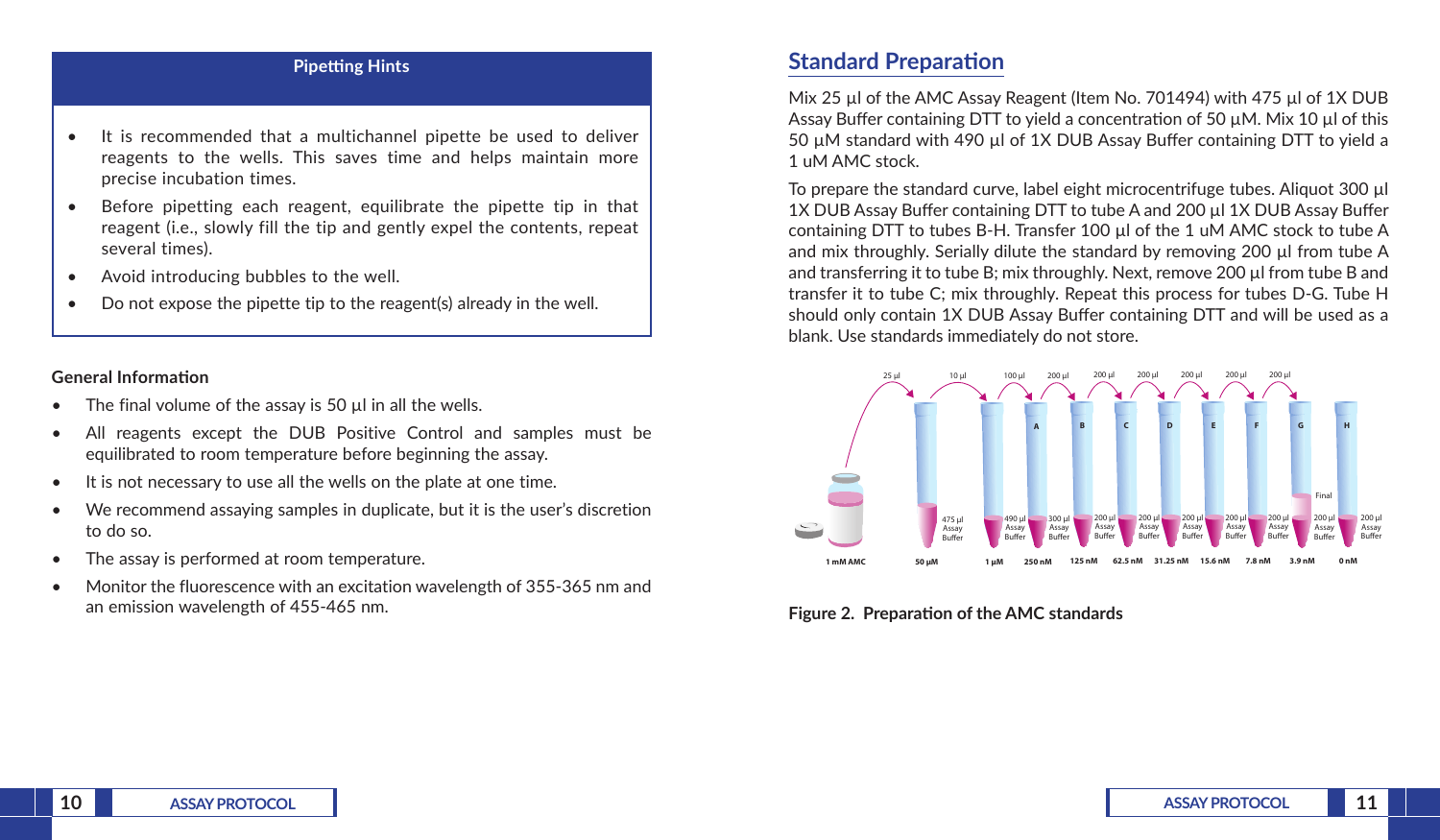## Pipetting Hints

- It is recommended that a multichannel pipette be used to deliver reagents to the wells. This saves time and helps maintain more precise incubation times.
- Before pipetting each reagent, equilibrate the pipette tip in that reagent (i.e., slowly fill the tip and gently expel the contents, repeat several times).
- Avoid introducing bubbles to the well.
- Do not expose the pipette tip to the reagent(s) already in the well.

**General Information**

- The final volume of the assay is 50 µl in all the wells.
- All reagents except the DUB Positive Control and samples must be equilibrated to room temperature before beginning the assay.
- It is not necessary to use all the wells on the plate at one time.
- We recommend assaying samples in duplicate, but it is the user's discretion to do so.
- The assay is performed at room temperature.
- Monitor the fluorescence with an excitation wavelength of 355-365 nm and an emission wavelength of 455-465 nm.

## Standard Preparation

Mix 25 µl of the AMC Assay Reagent (Item No. 701494) with 475 µl of 1X DUB Assay Buffer containing DTT to yield a concentration of 50 µM. Mix 10 µl of this 50 µM standard with 490 µl of 1X DUB Assay Buffer containing DTT to yield a 1 uM AMC stock.

To prepare the standard curve, label eight microcentrifuge tubes. Aliquot 300 µl 1X DUB Assay Buffer containing DTT to tube A and 200 µl 1X DUB Assay Buffer containing DTT to tubes B-H. Transfer 100 µl of the 1 uM AMC stock to tube A and mix throughly. Serially dilute the standard by removing 200 µl from tube A and transferring it to tube B; mix throughly. Next, remove 200 µl from tube B and transfer it to tube C; mix throughly. Repeat this process for tubes D-G. Tube H should only contain 1X DUB Assay Buffer containing DTT and will be used as a blank. Use standards immediately do not store.

Figure 2. Preparation of the AMC standards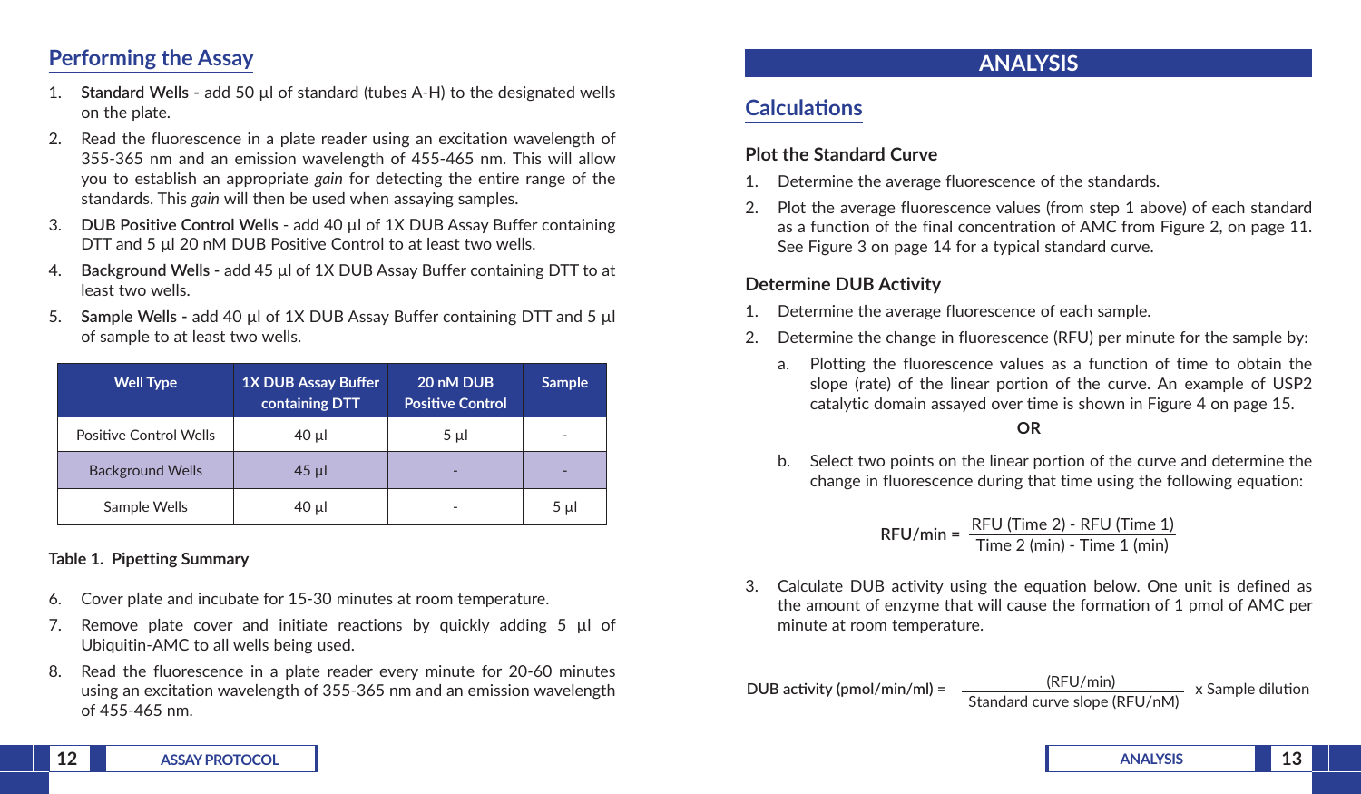## Performing the Assay

1. **Standard Wells -** add 50 µl of standard (tubes A-H) to the designated wells on the plate.
2. Read the fluorescence in a plate reader using an excitation wavelength of 355-365 nm and an emission wavelength of 455-465 nm. This will allow you to establish an appropriate *gain* for detecting the entire range of the standards. This *gain* will then be used when assaying samples.
3. **DUB Positive Control Wells** - add 40 µl of 1X DUB Assay Buffer containing DTT and 5 µl 20 nM DUB Positive Control to at least two wells.
4. **Background Wells -** add 45 µl of 1X DUB Assay Buffer containing DTT to at least two wells.
5. **Sample Wells -** add 40 µl of 1X DUB Assay Buffer containing DTT and 5 µl of sample to at least two wells.

| Well Type | 1X DUB Assay Buffer containing DTT | 20 nM DUB Positive Control | Sample |
|---|---|---|---|
| Positive Control Wells | 40 µl | 5 µl | - |
| Background Wells | 45 µl | - | - |
| Sample Wells | 40 µl | - | 5 µl |

**Table 1. Pipetting Summary**

6. Cover plate and incubate for 15-30 minutes at room temperature.
7. Remove plate cover and initiate reactions by quickly adding 5 µl of Ubiquitin-AMC to all wells being used.
8. Read the fluorescence in a plate reader every minute for 20-60 minutes using an excitation wavelength of 355-365 nm and an emission wavelength of 455-465 nm.

# ANALYSIS

## Calculations

### Plot the Standard Curve

1. Determine the average fluorescence of the standards.
2. Plot the average fluorescence values (from step 1 above) of each standard as a function of the final concentration of AMC from Figure 2, on page 11. See Figure 3 on page 14 for a typical standard curve.

### Determine DUB Activity

1. Determine the average fluorescence of each sample.
2. Determine the change in fluorescence (RFU) per minute for the sample by:
   a. Plotting the fluorescence values as a function of time to obtain the slope (rate) of the linear portion of the curve. An example of USP2 catalytic domain assayed over time is shown in Figure 4 on page 15.

   **OR**

   b. Select two points on the linear portion of the curve and determine the change in fluorescence during that time using the following equation:

$$\text{RFU/min} = \frac{\text{RFU (Time 2) - RFU (Time 1)}}{\text{Time 2 (min) - Time 1 (min)}}$$

3. Calculate DUB activity using the equation below. One unit is defined as the amount of enzyme that will cause the formation of 1 pmol of AMC per minute at room temperature.

$$\text{DUB activity (pmol/min/ml)} = \frac{\text{(RFU/min)}}{\text{Standard curve slope (RFU/nM)}} \times \text{Sample dilution}$$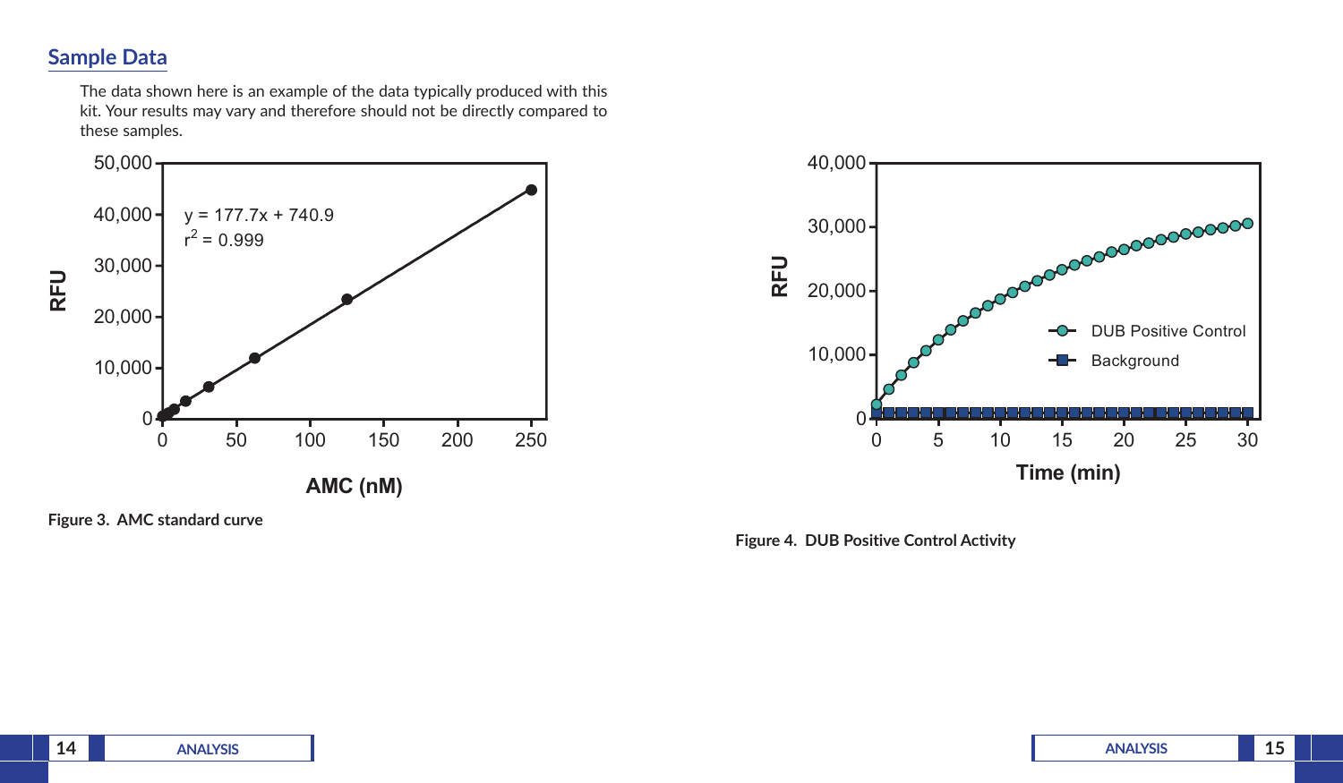## Sample Data

The data shown here is an example of the data typically produced with this kit. Your results may vary and therefore should not be directly compared to these samples.

Figure 3. AMC standard curve

Figure 4. DUB Positive Control Activity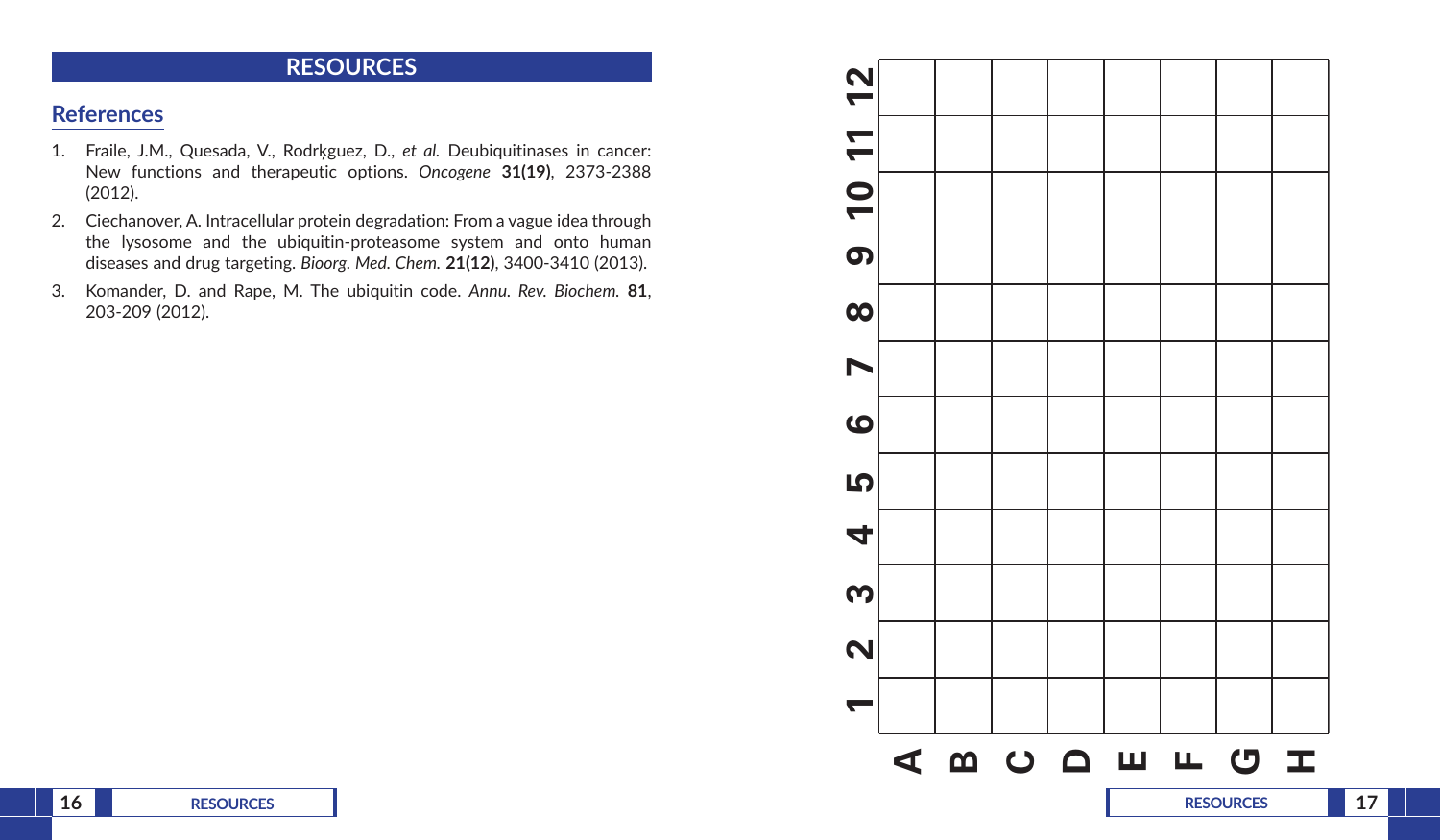## RESOURCES

### References

1. Fraile, J.M., Quesada, V., Rodrķguez, D., *et al.* Deubiquitinases in cancer: New functions and therapeutic options. *Oncogene* **31(19)**, 2373-2388 (2012).
2. Ciechanover, A. Intracellular protein degradation: From a vague idea through the lysosome and the ubiquitin-proteasome system and onto human diseases and drug targeting. *Bioorg. Med. Chem.* **21(12)**, 3400-3410 (2013).
3. Komander, D. and Rape, M. The ubiquitin code. *Annu. Rev. Biochem.* **81**, 203-209 (2012).

| | 1 | 2 | 3 | 4 | 5 | 6 | 7 | 8 | 9 | 10 | 11 | 12 |
|---|---|---|---|---|---|---|---|---|---|---|---|---|
| A | | | | | | | | | | | | |
| B | | | | | | | | | | | | |
| C | | | | | | | | | | | | |
| D | | | | | | | | | | | | |
| E | | | | | | | | | | | | |
| F | | | | | | | | | | | | |
| G | | | | | | | | | | | | |
| H | | | | | | | | | | | | |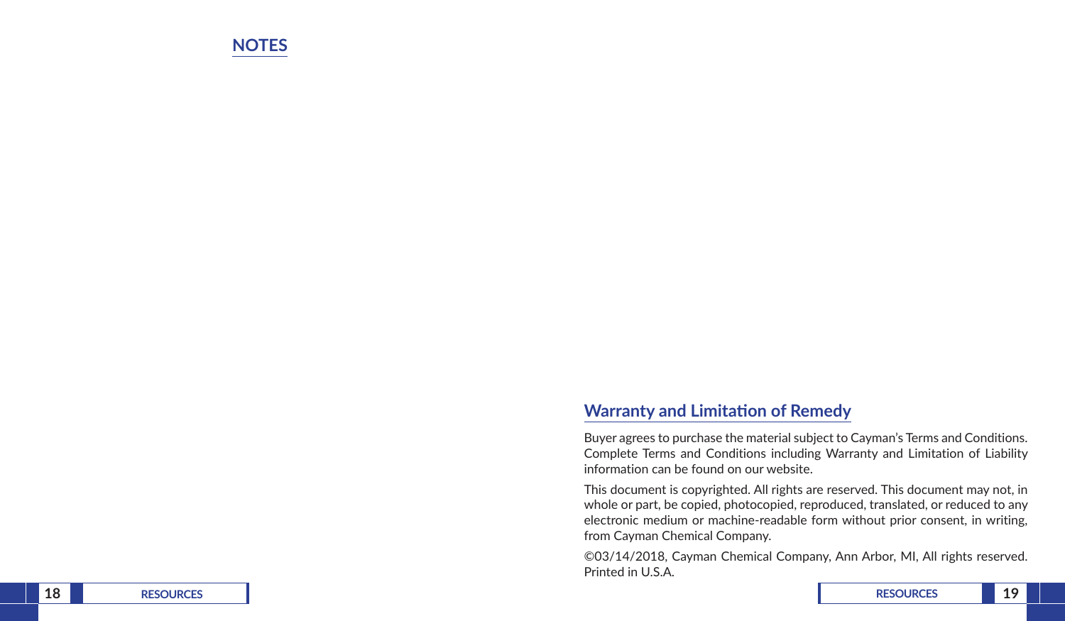## NOTES

## Warranty and Limitation of Remedy

Buyer agrees to purchase the material subject to Cayman's Terms and Conditions. Complete Terms and Conditions including Warranty and Limitation of Liability information can be found on our website.

This document is copyrighted. All rights are reserved. This document may not, in whole or part, be copied, photocopied, reproduced, translated, or reduced to any electronic medium or machine-readable form without prior consent, in writing, from Cayman Chemical Company.

©03/14/2018, Cayman Chemical Company, Ann Arbor, MI, All rights reserved. Printed in U.S.A.